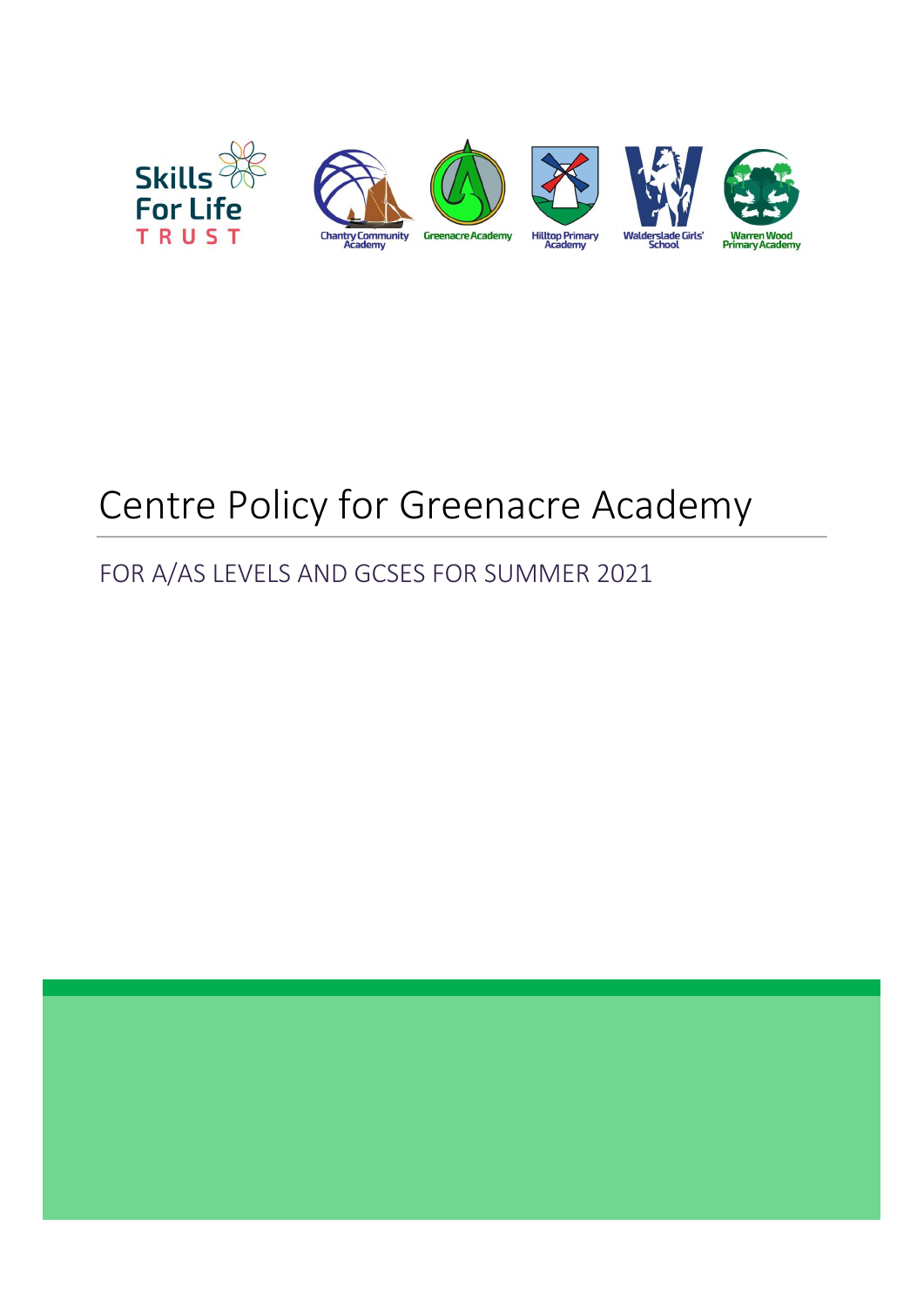Skills For Life TRUST

Chantry Community Academy | Greenacre Academy | Hilltop Primary Academy | Walderslade Girls' School | Warren Wood Primary Academy

# Centre Policy for Greenacre Academy

## FOR A/AS LEVELS AND GCSES FOR SUMMER 2021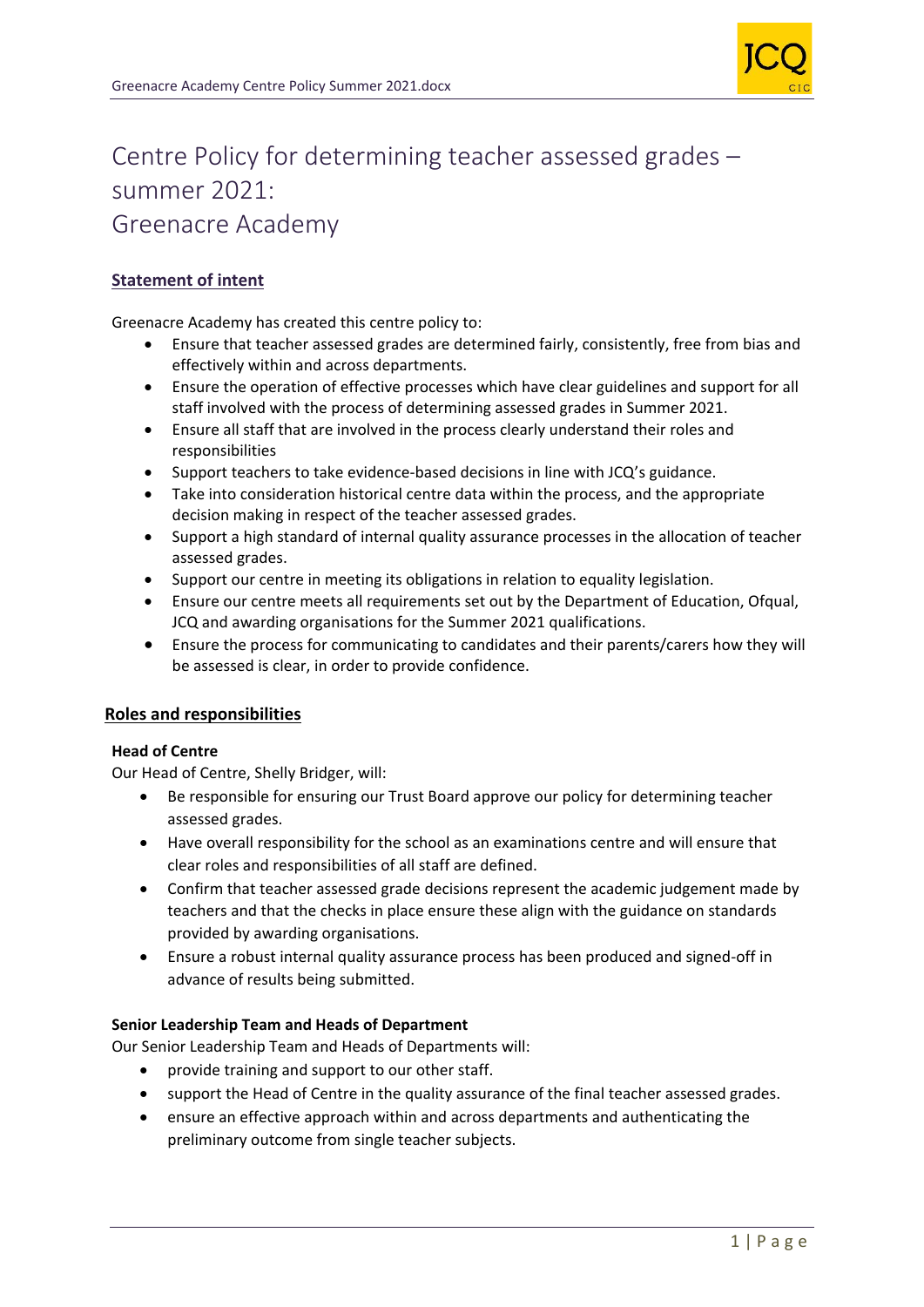# Centre Policy for determining teacher assessed grades – summer 2021: Greenacre Academy

## Statement of intent

Greenacre Academy has created this centre policy to:

- Ensure that teacher assessed grades are determined fairly, consistently, free from bias and effectively within and across departments.
- Ensure the operation of effective processes which have clear guidelines and support for all staff involved with the process of determining assessed grades in Summer 2021.
- Ensure all staff that are involved in the process clearly understand their roles and responsibilities
- Support teachers to take evidence-based decisions in line with JCQ's guidance.
- Take into consideration historical centre data within the process, and the appropriate decision making in respect of the teacher assessed grades.
- Support a high standard of internal quality assurance processes in the allocation of teacher assessed grades.
- Support our centre in meeting its obligations in relation to equality legislation.
- Ensure our centre meets all requirements set out by the Department of Education, Ofqual, JCQ and awarding organisations for the Summer 2021 qualifications.
- Ensure the process for communicating to candidates and their parents/carers how they will be assessed is clear, in order to provide confidence.

## Roles and responsibilities

### Head of Centre

Our Head of Centre, Shelly Bridger, will:

- Be responsible for ensuring our Trust Board approve our policy for determining teacher assessed grades.
- Have overall responsibility for the school as an examinations centre and will ensure that clear roles and responsibilities of all staff are defined.
- Confirm that teacher assessed grade decisions represent the academic judgement made by teachers and that the checks in place ensure these align with the guidance on standards provided by awarding organisations.
- Ensure a robust internal quality assurance process has been produced and signed-off in advance of results being submitted.

### Senior Leadership Team and Heads of Department

Our Senior Leadership Team and Heads of Departments will:

- provide training and support to our other staff.
- support the Head of Centre in the quality assurance of the final teacher assessed grades.
- ensure an effective approach within and across departments and authenticating the preliminary outcome from single teacher subjects.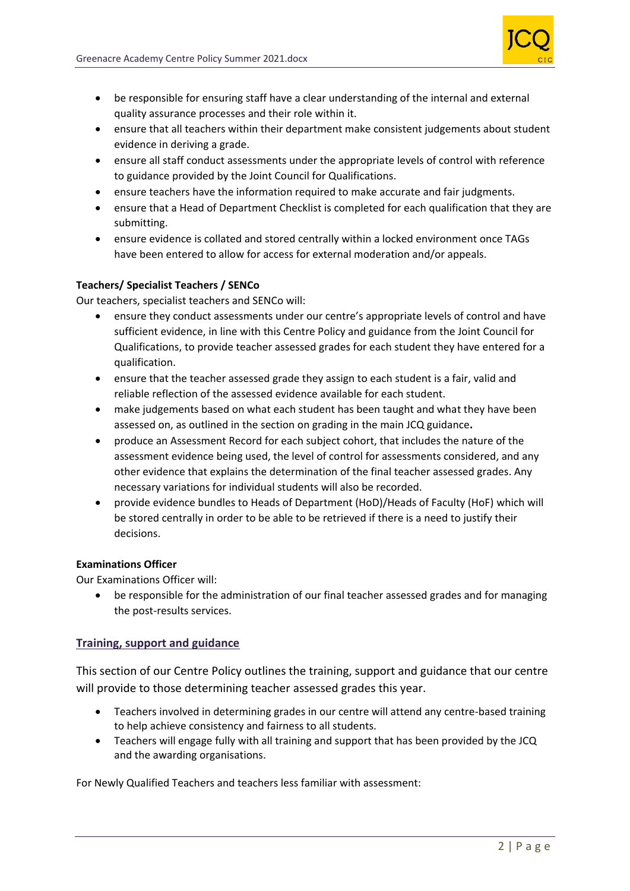- be responsible for ensuring staff have a clear understanding of the internal and external quality assurance processes and their role within it.
- ensure that all teachers within their department make consistent judgements about student evidence in deriving a grade.
- ensure all staff conduct assessments under the appropriate levels of control with reference to guidance provided by the Joint Council for Qualifications.
- ensure teachers have the information required to make accurate and fair judgments.
- ensure that a Head of Department Checklist is completed for each qualification that they are submitting.
- ensure evidence is collated and stored centrally within a locked environment once TAGs have been entered to allow for access for external moderation and/or appeals.

**Teachers/ Specialist Teachers / SENCo**

Our teachers, specialist teachers and SENCo will:

- ensure they conduct assessments under our centre's appropriate levels of control and have sufficient evidence, in line with this Centre Policy and guidance from the Joint Council for Qualifications, to provide teacher assessed grades for each student they have entered for a qualification.
- ensure that the teacher assessed grade they assign to each student is a fair, valid and reliable reflection of the assessed evidence available for each student.
- make judgements based on what each student has been taught and what they have been assessed on, as outlined in the section on grading in the main JCQ guidance**.**
- produce an Assessment Record for each subject cohort, that includes the nature of the assessment evidence being used, the level of control for assessments considered, and any other evidence that explains the determination of the final teacher assessed grades. Any necessary variations for individual students will also be recorded.
- provide evidence bundles to Heads of Department (HoD)/Heads of Faculty (HoF) which will be stored centrally in order to be able to be retrieved if there is a need to justify their decisions.

**Examinations Officer**

Our Examinations Officer will:

- be responsible for the administration of our final teacher assessed grades and for managing the post-results services.

## Training, support and guidance

This section of our Centre Policy outlines the training, support and guidance that our centre will provide to those determining teacher assessed grades this year.

- Teachers involved in determining grades in our centre will attend any centre-based training to help achieve consistency and fairness to all students.
- Teachers will engage fully with all training and support that has been provided by the JCQ and the awarding organisations.

For Newly Qualified Teachers and teachers less familiar with assessment: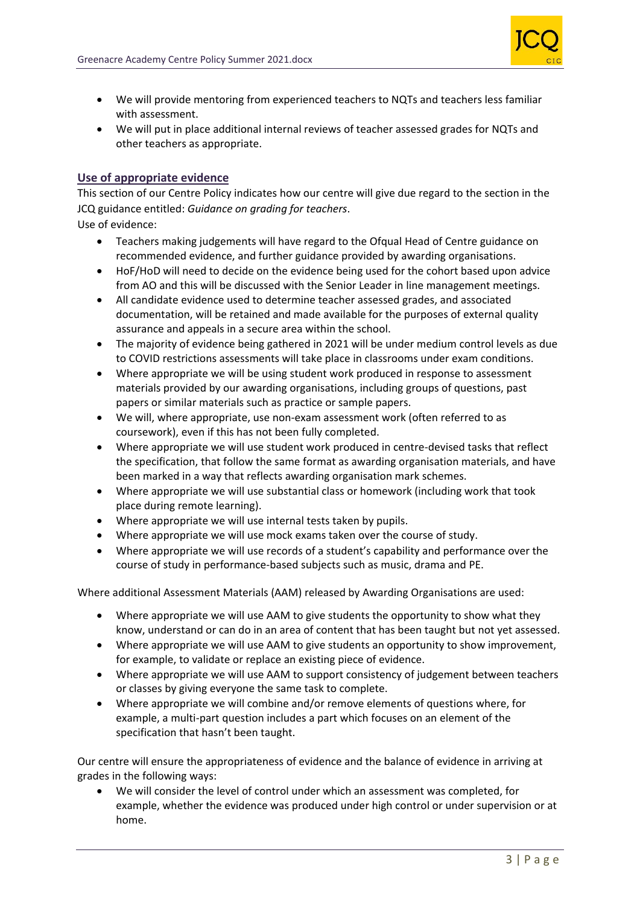- We will provide mentoring from experienced teachers to NQTs and teachers less familiar with assessment.
- We will put in place additional internal reviews of teacher assessed grades for NQTs and other teachers as appropriate.

## Use of appropriate evidence

This section of our Centre Policy indicates how our centre will give due regard to the section in the JCQ guidance entitled: *Guidance on grading for teachers*.

Use of evidence:

- Teachers making judgements will have regard to the Ofqual Head of Centre guidance on recommended evidence, and further guidance provided by awarding organisations.
- HoF/HoD will need to decide on the evidence being used for the cohort based upon advice from AO and this will be discussed with the Senior Leader in line management meetings.
- All candidate evidence used to determine teacher assessed grades, and associated documentation, will be retained and made available for the purposes of external quality assurance and appeals in a secure area within the school.
- The majority of evidence being gathered in 2021 will be under medium control levels as due to COVID restrictions assessments will take place in classrooms under exam conditions.
- Where appropriate we will be using student work produced in response to assessment materials provided by our awarding organisations, including groups of questions, past papers or similar materials such as practice or sample papers.
- We will, where appropriate, use non-exam assessment work (often referred to as coursework), even if this has not been fully completed.
- Where appropriate we will use student work produced in centre-devised tasks that reflect the specification, that follow the same format as awarding organisation materials, and have been marked in a way that reflects awarding organisation mark schemes.
- Where appropriate we will use substantial class or homework (including work that took place during remote learning).
- Where appropriate we will use internal tests taken by pupils.
- Where appropriate we will use mock exams taken over the course of study.
- Where appropriate we will use records of a student's capability and performance over the course of study in performance-based subjects such as music, drama and PE.

Where additional Assessment Materials (AAM) released by Awarding Organisations are used:

- Where appropriate we will use AAM to give students the opportunity to show what they know, understand or can do in an area of content that has been taught but not yet assessed.
- Where appropriate we will use AAM to give students an opportunity to show improvement, for example, to validate or replace an existing piece of evidence.
- Where appropriate we will use AAM to support consistency of judgement between teachers or classes by giving everyone the same task to complete.
- Where appropriate we will combine and/or remove elements of questions where, for example, a multi-part question includes a part which focuses on an element of the specification that hasn't been taught.

Our centre will ensure the appropriateness of evidence and the balance of evidence in arriving at grades in the following ways:

- We will consider the level of control under which an assessment was completed, for example, whether the evidence was produced under high control or under supervision or at home.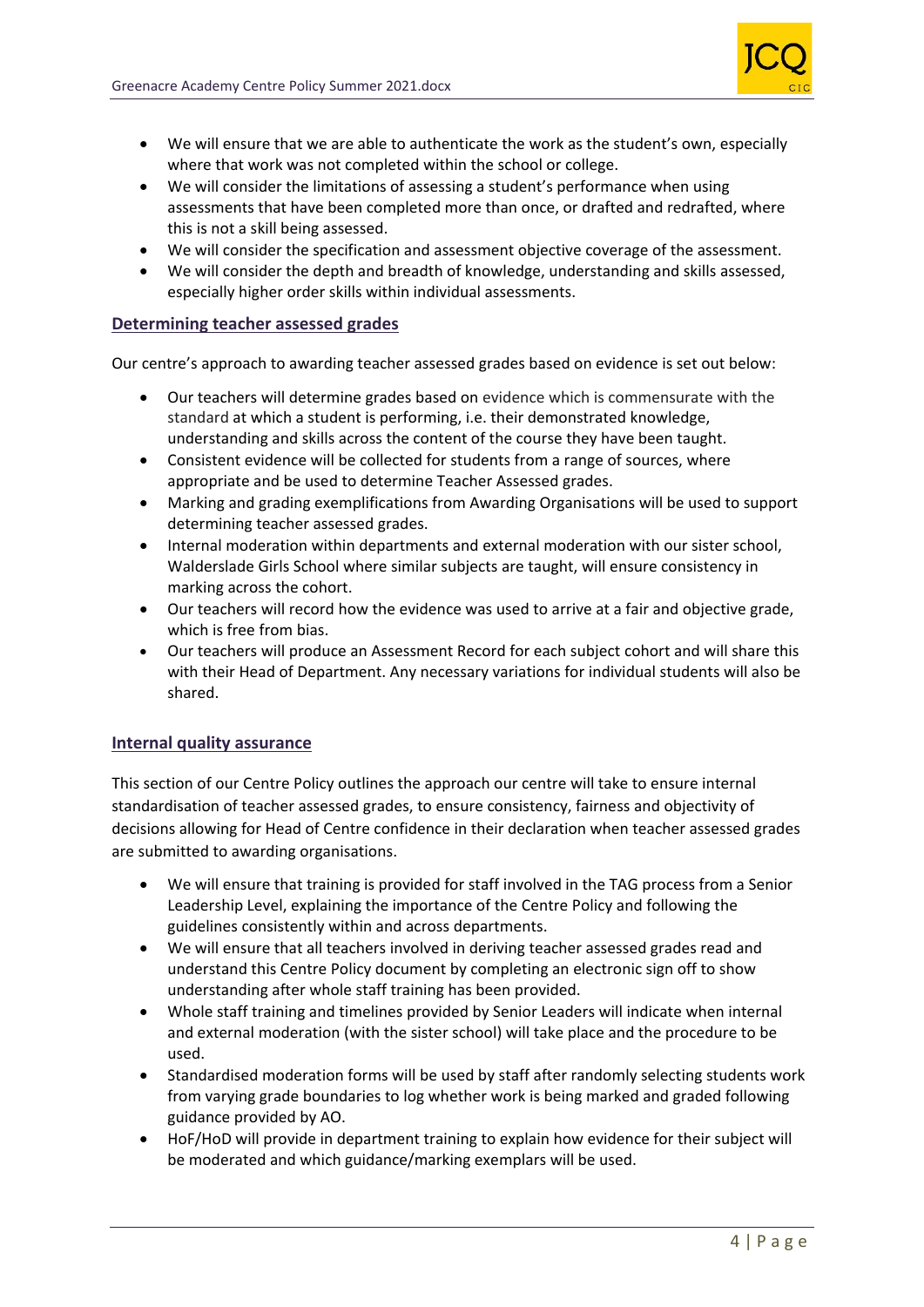- We will ensure that we are able to authenticate the work as the student's own, especially where that work was not completed within the school or college.
- We will consider the limitations of assessing a student's performance when using assessments that have been completed more than once, or drafted and redrafted, where this is not a skill being assessed.
- We will consider the specification and assessment objective coverage of the assessment.
- We will consider the depth and breadth of knowledge, understanding and skills assessed, especially higher order skills within individual assessments.

## Determining teacher assessed grades

Our centre's approach to awarding teacher assessed grades based on evidence is set out below:

- Our teachers will determine grades based on evidence which is commensurate with the standard at which a student is performing, i.e. their demonstrated knowledge, understanding and skills across the content of the course they have been taught.
- Consistent evidence will be collected for students from a range of sources, where appropriate and be used to determine Teacher Assessed grades.
- Marking and grading exemplifications from Awarding Organisations will be used to support determining teacher assessed grades.
- Internal moderation within departments and external moderation with our sister school, Walderslade Girls School where similar subjects are taught, will ensure consistency in marking across the cohort.
- Our teachers will record how the evidence was used to arrive at a fair and objective grade, which is free from bias.
- Our teachers will produce an Assessment Record for each subject cohort and will share this with their Head of Department. Any necessary variations for individual students will also be shared.

## Internal quality assurance

This section of our Centre Policy outlines the approach our centre will take to ensure internal standardisation of teacher assessed grades, to ensure consistency, fairness and objectivity of decisions allowing for Head of Centre confidence in their declaration when teacher assessed grades are submitted to awarding organisations.

- We will ensure that training is provided for staff involved in the TAG process from a Senior Leadership Level, explaining the importance of the Centre Policy and following the guidelines consistently within and across departments.
- We will ensure that all teachers involved in deriving teacher assessed grades read and understand this Centre Policy document by completing an electronic sign off to show understanding after whole staff training has been provided.
- Whole staff training and timelines provided by Senior Leaders will indicate when internal and external moderation (with the sister school) will take place and the procedure to be used.
- Standardised moderation forms will be used by staff after randomly selecting students work from varying grade boundaries to log whether work is being marked and graded following guidance provided by AO.
- HoF/HoD will provide in department training to explain how evidence for their subject will be moderated and which guidance/marking exemplars will be used.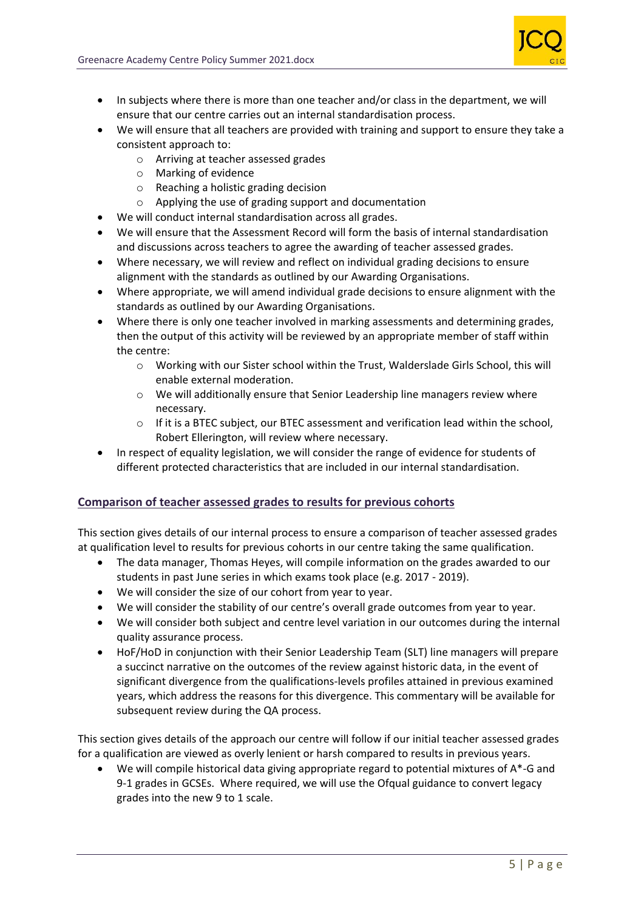- In subjects where there is more than one teacher and/or class in the department, we will ensure that our centre carries out an internal standardisation process.
- We will ensure that all teachers are provided with training and support to ensure they take a consistent approach to:
    - Arriving at teacher assessed grades
    - Marking of evidence
    - Reaching a holistic grading decision
    - Applying the use of grading support and documentation
- We will conduct internal standardisation across all grades.
- We will ensure that the Assessment Record will form the basis of internal standardisation and discussions across teachers to agree the awarding of teacher assessed grades.
- Where necessary, we will review and reflect on individual grading decisions to ensure alignment with the standards as outlined by our Awarding Organisations.
- Where appropriate, we will amend individual grade decisions to ensure alignment with the standards as outlined by our Awarding Organisations.
- Where there is only one teacher involved in marking assessments and determining grades, then the output of this activity will be reviewed by an appropriate member of staff within the centre:
    - Working with our Sister school within the Trust, Walderslade Girls School, this will enable external moderation.
    - We will additionally ensure that Senior Leadership line managers review where necessary.
    - If it is a BTEC subject, our BTEC assessment and verification lead within the school, Robert Ellerington, will review where necessary.
- In respect of equality legislation, we will consider the range of evidence for students of different protected characteristics that are included in our internal standardisation.

## Comparison of teacher assessed grades to results for previous cohorts

This section gives details of our internal process to ensure a comparison of teacher assessed grades at qualification level to results for previous cohorts in our centre taking the same qualification.

- The data manager, Thomas Heyes, will compile information on the grades awarded to our students in past June series in which exams took place (e.g. 2017 - 2019).
- We will consider the size of our cohort from year to year.
- We will consider the stability of our centre's overall grade outcomes from year to year.
- We will consider both subject and centre level variation in our outcomes during the internal quality assurance process.
- HoF/HoD in conjunction with their Senior Leadership Team (SLT) line managers will prepare a succinct narrative on the outcomes of the review against historic data, in the event of significant divergence from the qualifications-levels profiles attained in previous examined years, which address the reasons for this divergence. This commentary will be available for subsequent review during the QA process.

This section gives details of the approach our centre will follow if our initial teacher assessed grades for a qualification are viewed as overly lenient or harsh compared to results in previous years.

- We will compile historical data giving appropriate regard to potential mixtures of A*-G and 9-1 grades in GCSEs. Where required, we will use the Ofqual guidance to convert legacy grades into the new 9 to 1 scale.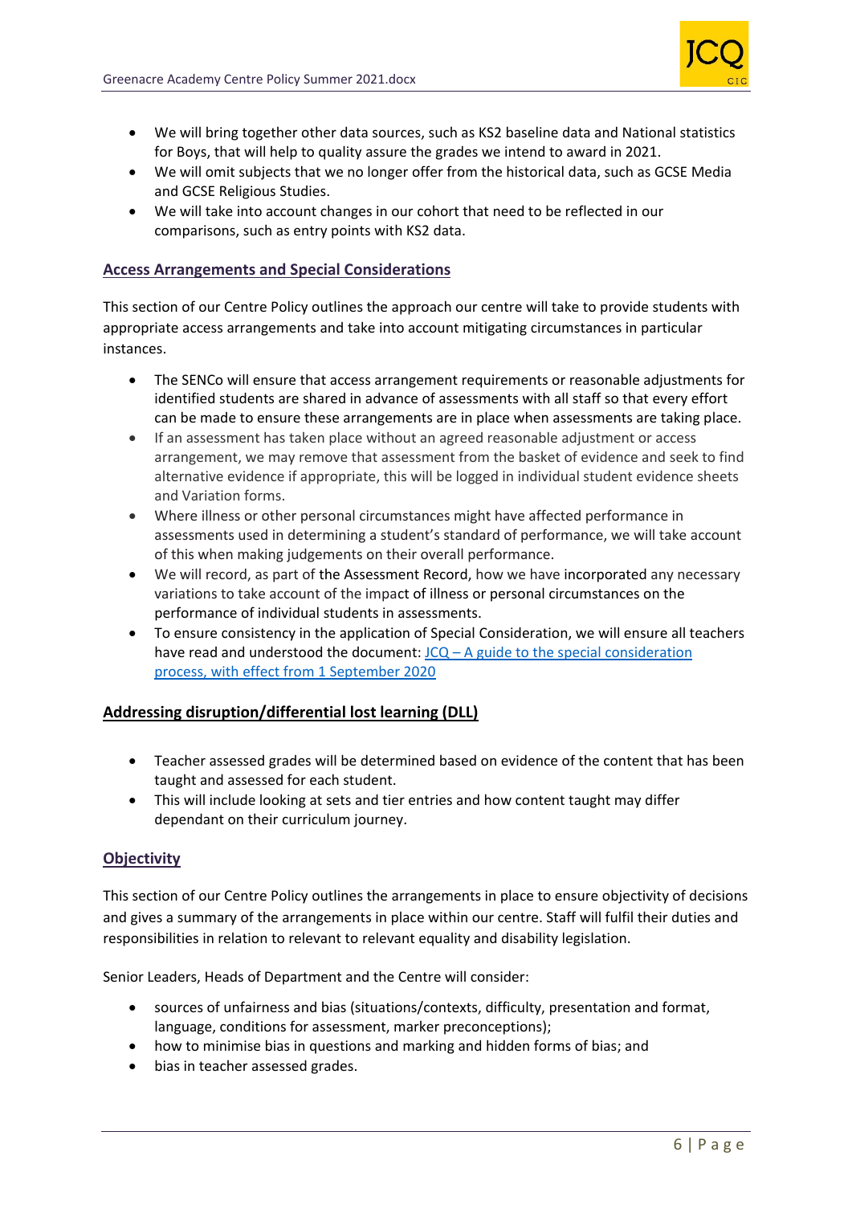- We will bring together other data sources, such as KS2 baseline data and National statistics for Boys, that will help to quality assure the grades we intend to award in 2021.
- We will omit subjects that we no longer offer from the historical data, such as GCSE Media and GCSE Religious Studies.
- We will take into account changes in our cohort that need to be reflected in our comparisons, such as entry points with KS2 data.

## Access Arrangements and Special Considerations

This section of our Centre Policy outlines the approach our centre will take to provide students with appropriate access arrangements and take into account mitigating circumstances in particular instances.

- The SENCo will ensure that access arrangement requirements or reasonable adjustments for identified students are shared in advance of assessments with all staff so that every effort can be made to ensure these arrangements are in place when assessments are taking place.
- If an assessment has taken place without an agreed reasonable adjustment or access arrangement, we may remove that assessment from the basket of evidence and seek to find alternative evidence if appropriate, this will be logged in individual student evidence sheets and Variation forms.
- Where illness or other personal circumstances might have affected performance in assessments used in determining a student's standard of performance, we will take account of this when making judgements on their overall performance.
- We will record, as part of the Assessment Record, how we have incorporated any necessary variations to take account of the impact of illness or personal circumstances on the performance of individual students in assessments.
- To ensure consistency in the application of Special Consideration, we will ensure all teachers have read and understood the document: [JCQ – A guide to the special consideration process, with effect from 1 September 2020]

## Addressing disruption/differential lost learning (DLL)

- Teacher assessed grades will be determined based on evidence of the content that has been taught and assessed for each student.
- This will include looking at sets and tier entries and how content taught may differ dependant on their curriculum journey.

## Objectivity

This section of our Centre Policy outlines the arrangements in place to ensure objectivity of decisions and gives a summary of the arrangements in place within our centre. Staff will fulfil their duties and responsibilities in relation to relevant to relevant equality and disability legislation.

Senior Leaders, Heads of Department and the Centre will consider:

- sources of unfairness and bias (situations/contexts, difficulty, presentation and format, language, conditions for assessment, marker preconceptions);
- how to minimise bias in questions and marking and hidden forms of bias; and
- bias in teacher assessed grades.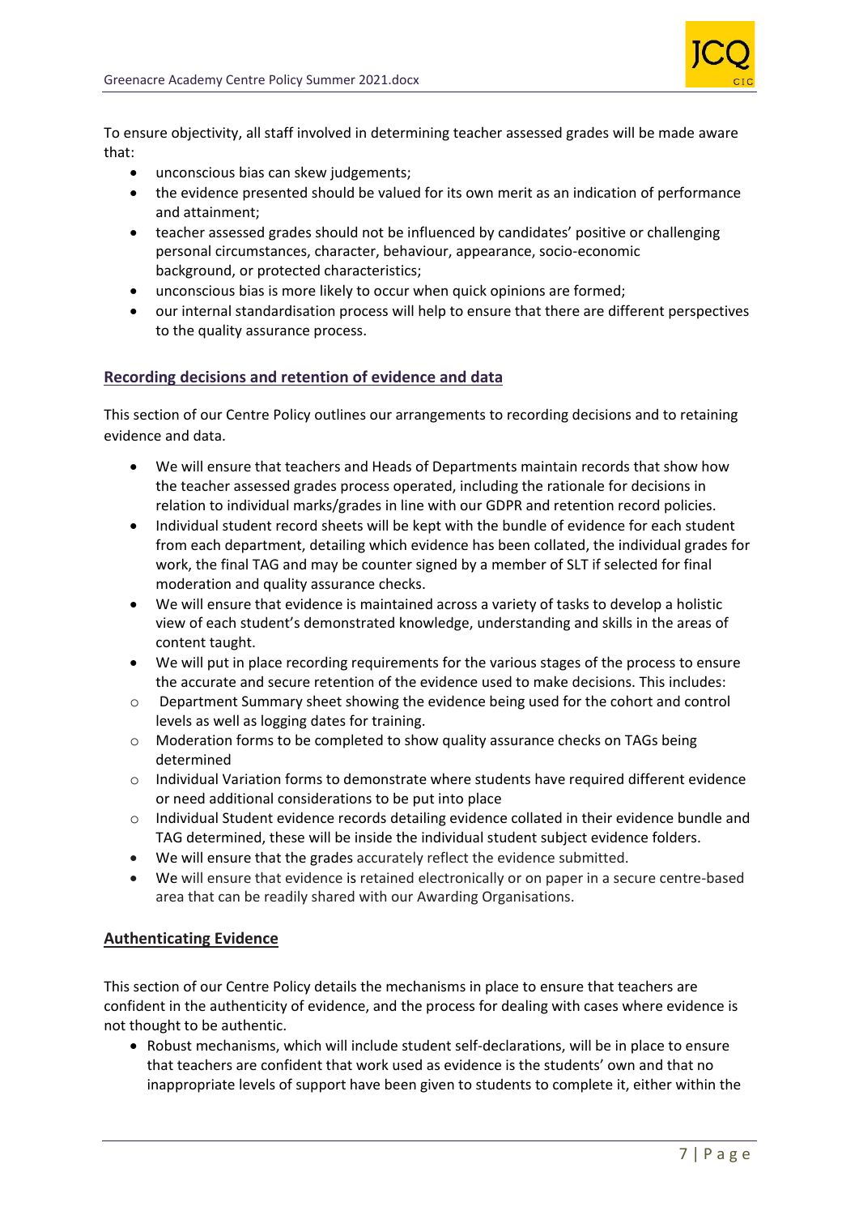To ensure objectivity, all staff involved in determining teacher assessed grades will be made aware that:

- unconscious bias can skew judgements;
- the evidence presented should be valued for its own merit as an indication of performance and attainment;
- teacher assessed grades should not be influenced by candidates' positive or challenging personal circumstances, character, behaviour, appearance, socio-economic background, or protected characteristics;
- unconscious bias is more likely to occur when quick opinions are formed;
- our internal standardisation process will help to ensure that there are different perspectives to the quality assurance process.

## Recording decisions and retention of evidence and data

This section of our Centre Policy outlines our arrangements to recording decisions and to retaining evidence and data.

- We will ensure that teachers and Heads of Departments maintain records that show how the teacher assessed grades process operated, including the rationale for decisions in relation to individual marks/grades in line with our GDPR and retention record policies.
- Individual student record sheets will be kept with the bundle of evidence for each student from each department, detailing which evidence has been collated, the individual grades for work, the final TAG and may be counter signed by a member of SLT if selected for final moderation and quality assurance checks.
- We will ensure that evidence is maintained across a variety of tasks to develop a holistic view of each student's demonstrated knowledge, understanding and skills in the areas of content taught.
- We will put in place recording requirements for the various stages of the process to ensure the accurate and secure retention of the evidence used to make decisions. This includes:
    - Department Summary sheet showing the evidence being used for the cohort and control levels as well as logging dates for training.
    - Moderation forms to be completed to show quality assurance checks on TAGs being determined
    - Individual Variation forms to demonstrate where students have required different evidence or need additional considerations to be put into place
    - Individual Student evidence records detailing evidence collated in their evidence bundle and TAG determined, these will be inside the individual student subject evidence folders.
- We will ensure that the grades accurately reflect the evidence submitted.
- We will ensure that evidence is retained electronically or on paper in a secure centre-based area that can be readily shared with our Awarding Organisations.

## Authenticating Evidence

This section of our Centre Policy details the mechanisms in place to ensure that teachers are confident in the authenticity of evidence, and the process for dealing with cases where evidence is not thought to be authentic.

- Robust mechanisms, which will include student self-declarations, will be in place to ensure that teachers are confident that work used as evidence is the students' own and that no inappropriate levels of support have been given to students to complete it, either within the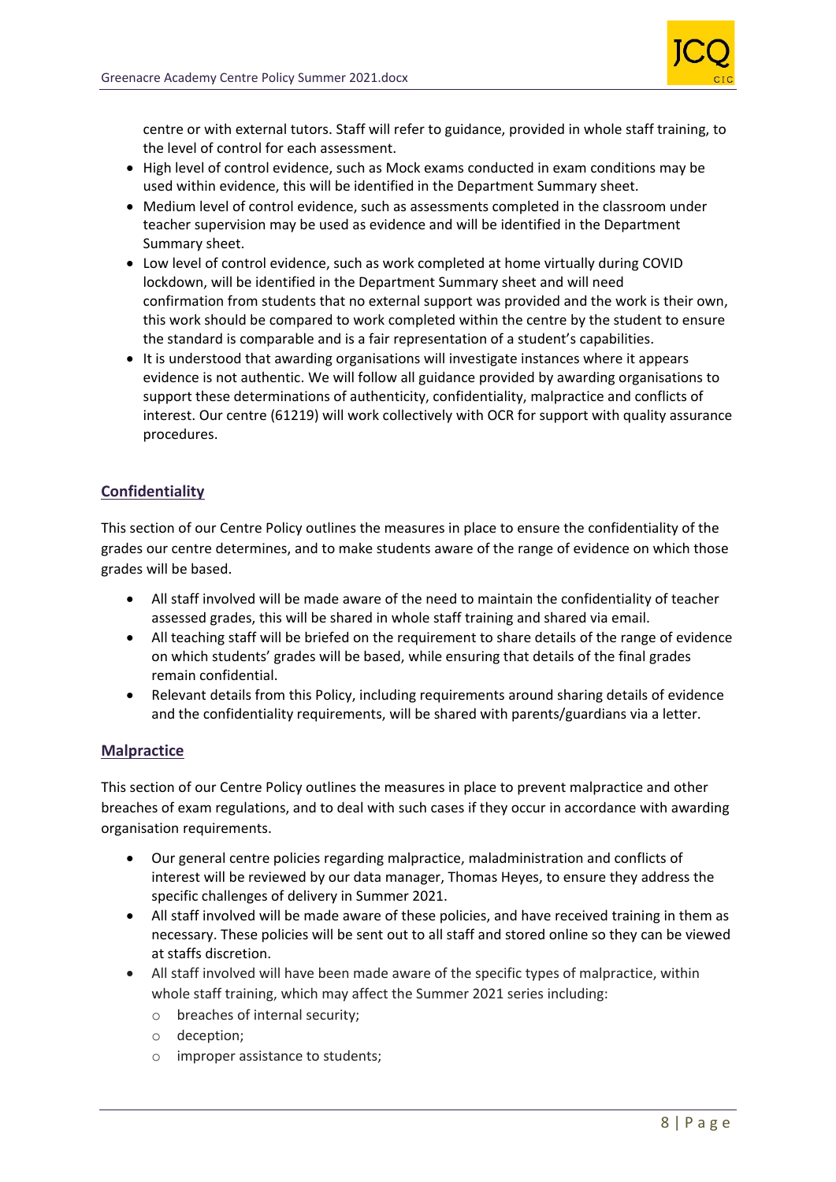centre or with external tutors. Staff will refer to guidance, provided in whole staff training, to the level of control for each assessment.

- High level of control evidence, such as Mock exams conducted in exam conditions may be used within evidence, this will be identified in the Department Summary sheet.
- Medium level of control evidence, such as assessments completed in the classroom under teacher supervision may be used as evidence and will be identified in the Department Summary sheet.
- Low level of control evidence, such as work completed at home virtually during COVID lockdown, will be identified in the Department Summary sheet and will need confirmation from students that no external support was provided and the work is their own, this work should be compared to work completed within the centre by the student to ensure the standard is comparable and is a fair representation of a student's capabilities.
- It is understood that awarding organisations will investigate instances where it appears evidence is not authentic. We will follow all guidance provided by awarding organisations to support these determinations of authenticity, confidentiality, malpractice and conflicts of interest. Our centre (61219) will work collectively with OCR for support with quality assurance procedures.

## Confidentiality

This section of our Centre Policy outlines the measures in place to ensure the confidentiality of the grades our centre determines, and to make students aware of the range of evidence on which those grades will be based.

- All staff involved will be made aware of the need to maintain the confidentiality of teacher assessed grades, this will be shared in whole staff training and shared via email.
- All teaching staff will be briefed on the requirement to share details of the range of evidence on which students' grades will be based, while ensuring that details of the final grades remain confidential.
- Relevant details from this Policy, including requirements around sharing details of evidence and the confidentiality requirements, will be shared with parents/guardians via a letter.

## Malpractice

This section of our Centre Policy outlines the measures in place to prevent malpractice and other breaches of exam regulations, and to deal with such cases if they occur in accordance with awarding organisation requirements.

- Our general centre policies regarding malpractice, maladministration and conflicts of interest will be reviewed by our data manager, Thomas Heyes, to ensure they address the specific challenges of delivery in Summer 2021.
- All staff involved will be made aware of these policies, and have received training in them as necessary. These policies will be sent out to all staff and stored online so they can be viewed at staffs discretion.
- All staff involved will have been made aware of the specific types of malpractice, within whole staff training, which may affect the Summer 2021 series including:
    - breaches of internal security;
    - deception;
    - improper assistance to students;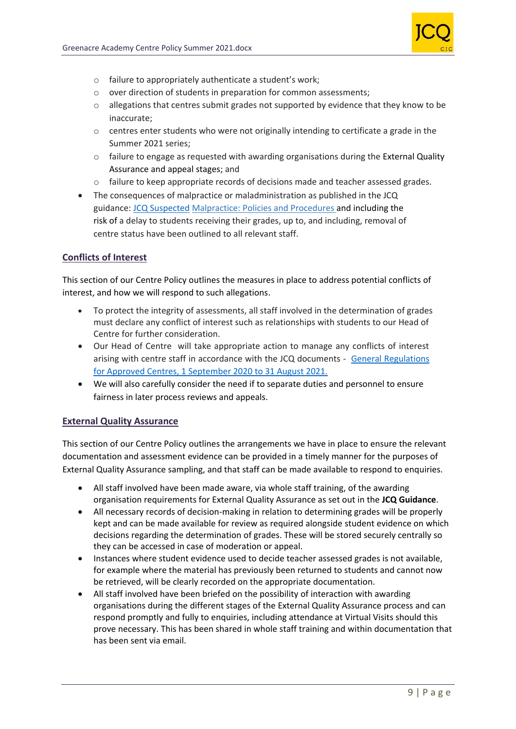- failure to appropriately authenticate a student's work;
    - over direction of students in preparation for common assessments;
    - allegations that centres submit grades not supported by evidence that they know to be inaccurate;
    - centres enter students who were not originally intending to certificate a grade in the Summer 2021 series;
    - failure to engage as requested with awarding organisations during the External Quality Assurance and appeal stages; and
    - failure to keep appropriate records of decisions made and teacher assessed grades.
- The consequences of malpractice or maladministration as published in the JCQ guidance: JCQ Suspected Malpractice: Policies and Procedures and including the risk of a delay to students receiving their grades, up to, and including, removal of centre status have been outlined to all relevant staff.

## Conflicts of Interest

This section of our Centre Policy outlines the measures in place to address potential conflicts of interest, and how we will respond to such allegations.

- To protect the integrity of assessments, all staff involved in the determination of grades must declare any conflict of interest such as relationships with students to our Head of Centre for further consideration.
- Our Head of Centre will take appropriate action to manage any conflicts of interest arising with centre staff in accordance with the JCQ documents - General Regulations for Approved Centres, 1 September 2020 to 31 August 2021.
- We will also carefully consider the need if to separate duties and personnel to ensure fairness in later process reviews and appeals.

## External Quality Assurance

This section of our Centre Policy outlines the arrangements we have in place to ensure the relevant documentation and assessment evidence can be provided in a timely manner for the purposes of External Quality Assurance sampling, and that staff can be made available to respond to enquiries.

- All staff involved have been made aware, via whole staff training, of the awarding organisation requirements for External Quality Assurance as set out in the **JCQ Guidance**.
- All necessary records of decision-making in relation to determining grades will be properly kept and can be made available for review as required alongside student evidence on which decisions regarding the determination of grades. These will be stored securely centrally so they can be accessed in case of moderation or appeal.
- Instances where student evidence used to decide teacher assessed grades is not available, for example where the material has previously been returned to students and cannot now be retrieved, will be clearly recorded on the appropriate documentation.
- All staff involved have been briefed on the possibility of interaction with awarding organisations during the different stages of the External Quality Assurance process and can respond promptly and fully to enquiries, including attendance at Virtual Visits should this prove necessary. This has been shared in whole staff training and within documentation that has been sent via email.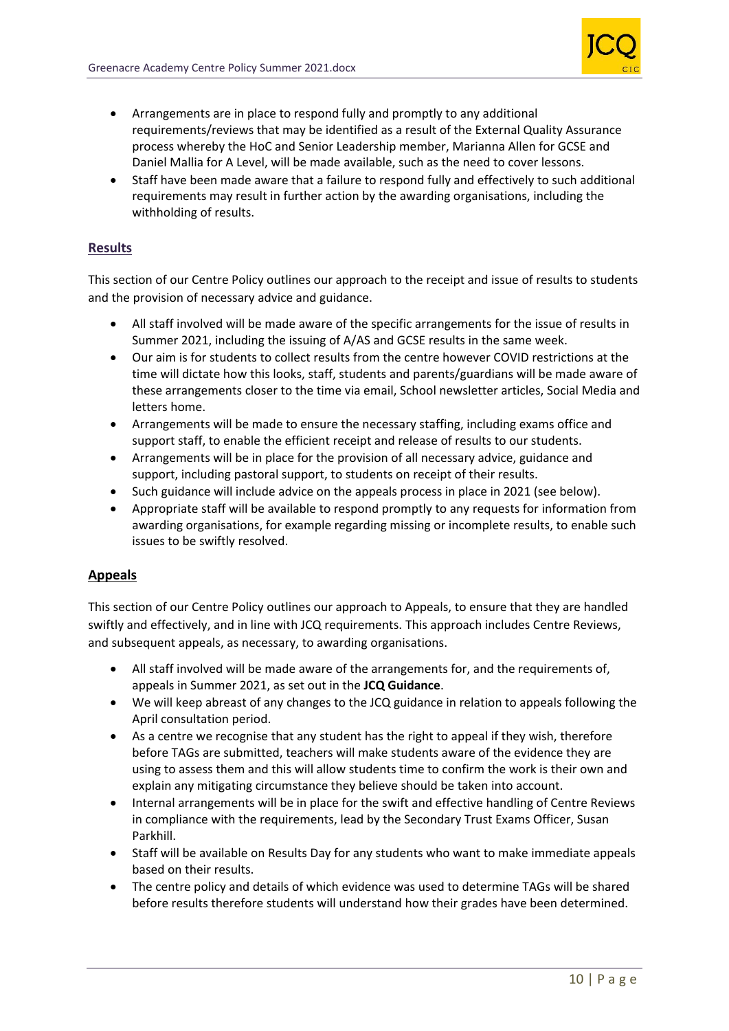- Arrangements are in place to respond fully and promptly to any additional requirements/reviews that may be identified as a result of the External Quality Assurance process whereby the HoC and Senior Leadership member, Marianna Allen for GCSE and Daniel Mallia for A Level, will be made available, such as the need to cover lessons.
- Staff have been made aware that a failure to respond fully and effectively to such additional requirements may result in further action by the awarding organisations, including the withholding of results.

## Results

This section of our Centre Policy outlines our approach to the receipt and issue of results to students and the provision of necessary advice and guidance.

- All staff involved will be made aware of the specific arrangements for the issue of results in Summer 2021, including the issuing of A/AS and GCSE results in the same week.
- Our aim is for students to collect results from the centre however COVID restrictions at the time will dictate how this looks, staff, students and parents/guardians will be made aware of these arrangements closer to the time via email, School newsletter articles, Social Media and letters home.
- Arrangements will be made to ensure the necessary staffing, including exams office and support staff, to enable the efficient receipt and release of results to our students.
- Arrangements will be in place for the provision of all necessary advice, guidance and support, including pastoral support, to students on receipt of their results.
- Such guidance will include advice on the appeals process in place in 2021 (see below).
- Appropriate staff will be available to respond promptly to any requests for information from awarding organisations, for example regarding missing or incomplete results, to enable such issues to be swiftly resolved.

## Appeals

This section of our Centre Policy outlines our approach to Appeals, to ensure that they are handled swiftly and effectively, and in line with JCQ requirements. This approach includes Centre Reviews, and subsequent appeals, as necessary, to awarding organisations.

- All staff involved will be made aware of the arrangements for, and the requirements of, appeals in Summer 2021, as set out in the **JCQ Guidance**.
- We will keep abreast of any changes to the JCQ guidance in relation to appeals following the April consultation period.
- As a centre we recognise that any student has the right to appeal if they wish, therefore before TAGs are submitted, teachers will make students aware of the evidence they are using to assess them and this will allow students time to confirm the work is their own and explain any mitigating circumstance they believe should be taken into account.
- Internal arrangements will be in place for the swift and effective handling of Centre Reviews in compliance with the requirements, lead by the Secondary Trust Exams Officer, Susan Parkhill.
- Staff will be available on Results Day for any students who want to make immediate appeals based on their results.
- The centre policy and details of which evidence was used to determine TAGs will be shared before results therefore students will understand how their grades have been determined.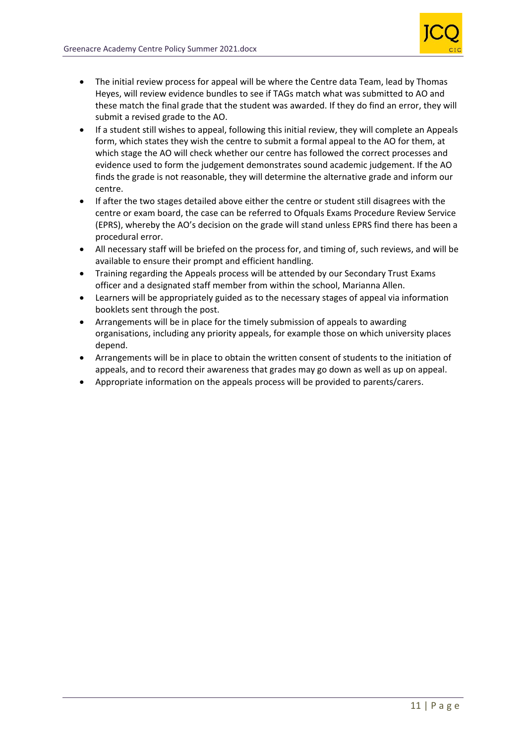- The initial review process for appeal will be where the Centre data Team, lead by Thomas Heyes, will review evidence bundles to see if TAGs match what was submitted to AO and these match the final grade that the student was awarded. If they do find an error, they will submit a revised grade to the AO.
- If a student still wishes to appeal, following this initial review, they will complete an Appeals form, which states they wish the centre to submit a formal appeal to the AO for them, at which stage the AO will check whether our centre has followed the correct processes and evidence used to form the judgement demonstrates sound academic judgement. If the AO finds the grade is not reasonable, they will determine the alternative grade and inform our centre.
- If after the two stages detailed above either the centre or student still disagrees with the centre or exam board, the case can be referred to Ofquals Exams Procedure Review Service (EPRS), whereby the AO's decision on the grade will stand unless EPRS find there has been a procedural error.
- All necessary staff will be briefed on the process for, and timing of, such reviews, and will be available to ensure their prompt and efficient handling.
- Training regarding the Appeals process will be attended by our Secondary Trust Exams officer and a designated staff member from within the school, Marianna Allen.
- Learners will be appropriately guided as to the necessary stages of appeal via information booklets sent through the post.
- Arrangements will be in place for the timely submission of appeals to awarding organisations, including any priority appeals, for example those on which university places depend.
- Arrangements will be in place to obtain the written consent of students to the initiation of appeals, and to record their awareness that grades may go down as well as up on appeal.
- Appropriate information on the appeals process will be provided to parents/carers.